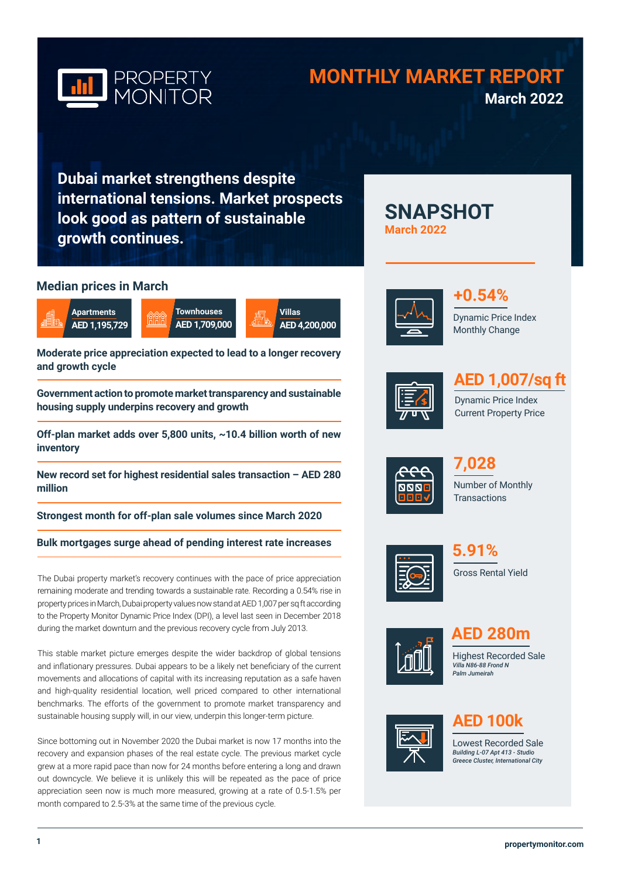PROPERTY MONITOR

# MONTHLY MARKET REPORT

**March 2022**

## Dubai market strengthens despite international tensions. Market prospects look good as pattern of sustainable growth continues.

### Median prices in March

- **Apartments** AED 1,195,729
- **Townhouses** AED 1,709,000
- **Villas** AED 4,200,000

**Moderate price appreciation expected to lead to a longer recovery and growth cycle**

**Government action to promote market transparency and sustainable housing supply underpins recovery and growth**

**Off-plan market adds over 5,800 units, ~10.4 billion worth of new inventory**

**New record set for highest residential sales transaction – AED 280 million**

**Strongest month for off-plan sale volumes since March 2020**

**Bulk mortgages surge ahead of pending interest rate increases**

The Dubai property market's recovery continues with the pace of price appreciation remaining moderate and trending towards a sustainable rate. Recording a 0.54% rise in property prices in March, Dubai property values now stand at AED 1,007 per sq ft according to the Property Monitor Dynamic Price Index (DPI), a level last seen in December 2018 during the market downturn and the previous recovery cycle from July 2013.

This stable market picture emerges despite the wider backdrop of global tensions and inflationary pressures. Dubai appears to be a likely net beneficiary of the current movements and allocations of capital with its increasing reputation as a safe haven and high-quality residential location, well priced compared to other international benchmarks. The efforts of the government to promote market transparency and sustainable housing supply will, in our view, underpin this longer-term picture.

Since bottoming out in November 2020 the Dubai market is now 17 months into the recovery and expansion phases of the real estate cycle. The previous market cycle grew at a more rapid pace than now for 24 months before entering a long and drawn out downcycle. We believe it is unlikely this will be repeated as the pace of price appreciation seen now is much more measured, growing at a rate of 0.5-1.5% per month compared to 2.5-3% at the same time of the previous cycle.

## SNAPSHOT

**March 2022**

**+0.54%**
Dynamic Price Index Monthly Change

**AED 1,007/sq ft**
Dynamic Price Index Current Property Price

**7,028**
Number of Monthly Transactions

**5.91%**
Gross Rental Yield

**AED 280m**
Highest Recorded Sale
*Villa N86-88 Frond N*
*Palm Jumeirah*

**AED 100k**
Lowest Recorded Sale
*Building L-07 Apt 413 - Studio*
*Greece Cluster, International City*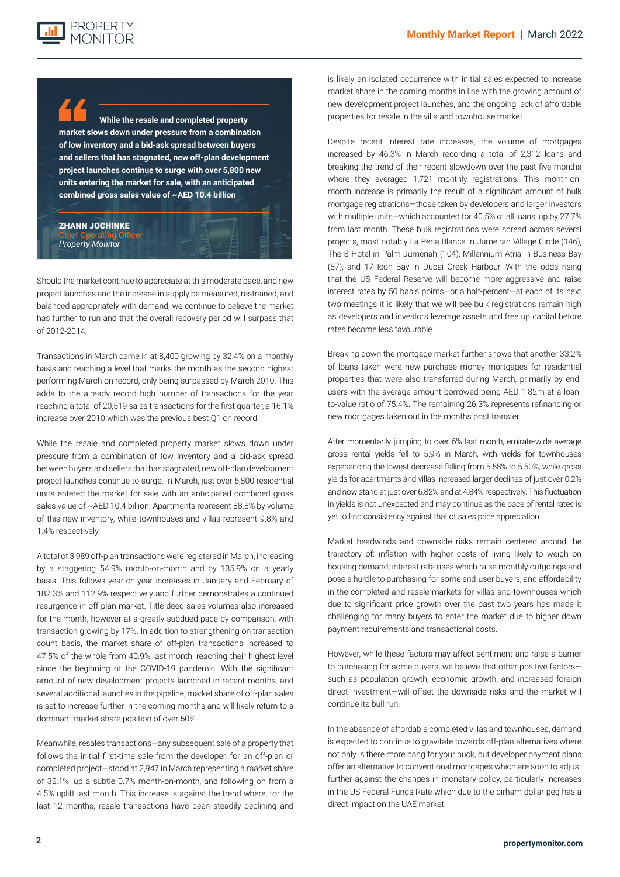> **While the resale and completed property market slows down under pressure from a combination of low inventory and a bid-ask spread between buyers and sellers that has stagnated, new off-plan development project launches continue to surge with over 5,800 new units entering the market for sale, with an anticipated combined gross sales value of ~AED 10.4 billion**
>
> **ZHANN JOCHINKE**
> Chief Operating Officer
> *Property Monitor*

Should the market continue to appreciate at this moderate pace, and new project launches and the increase in supply be measured, restrained, and balanced appropriately with demand, we continue to believe the market has further to run and that the overall recovery period will surpass that of 2012-2014.

Transactions in March came in at 8,400 growing by 32.4% on a monthly basis and reaching a level that marks the month as the second highest performing March on record, only being surpassed by March 2010. This adds to the already record high number of transactions for the year reaching a total of 20,519 sales transactions for the first quarter, a 16.1% increase over 2010 which was the previous best Q1 on record.

While the resale and completed property market slows down under pressure from a combination of low inventory and a bid-ask spread between buyers and sellers that has stagnated, new off-plan development project launches continue to surge. In March, just over 5,800 residential units entered the market for sale with an anticipated combined gross sales value of ~AED 10.4 billion. Apartments represent 88.8% by volume of this new inventory, while townhouses and villas represent 9.8% and 1.4% respectively.

A total of 3,989 off-plan transactions were registered in March, increasing by a staggering 54.9% month-on-month and by 135.9% on a yearly basis. This follows year-on-year increases in January and February of 182.3% and 112.9% respectively and further demonstrates a continued resurgence in off-plan market. Title deed sales volumes also increased for the month, however at a greatly subdued pace by comparison, with transaction growing by 17%. In addition to strengthening on transaction count basis, the market share of off-plan transactions increased to 47.5% of the whole from 40.9% last month, reaching their highest level since the beginning of the COVID-19 pandemic. With the significant amount of new development projects launched in recent months, and several additional launches in the pipeline, market share of off-plan sales is set to increase further in the coming months and will likely return to a dominant market share position of over 50%.

Meanwhile, resales transactions—any subsequent sale of a property that follows the initial first-time sale from the developer, for an off-plan or completed project—stood at 2,947 in March representing a market share of 35.1%, up a subtle 0.7% month-on-month, and following on from a 4.5% uplift last month. This increase is against the trend where, for the last 12 months, resale transactions have been steadily declining and is likely an isolated occurrence with initial sales expected to increase market share in the coming months in line with the growing amount of new development project launches, and the ongoing lack of affordable properties for resale in the villa and townhouse market.

Despite recent interest rate increases, the volume of mortgages increased by 46.3% in March recording a total of 2,312 loans and breaking the trend of their recent slowdown over the past five months where they averaged 1,721 monthly registrations. This month-on-month increase is primarily the result of a significant amount of bulk mortgage registrations—those taken by developers and larger investors with multiple units—which accounted for 40.5% of all loans, up by 27.7% from last month. These bulk registrations were spread across several projects, most notably La Perla Blanca in Jumeirah Village Circle (146), The 8 Hotel in Palm Jumeriah (104), Millennium Atria in Business Bay (87), and 17 Icon Bay in Dubai Creek Harbour. With the odds rising that the US Federal Reserve will become more aggressive and raise interest rates by 50 basis points—or a half-percent—at each of its next two meetings it is likely that we will see bulk registrations remain high as developers and investors leverage assets and free up capital before rates become less favourable.

Breaking down the mortgage market further shows that another 33.2% of loans taken were new purchase money mortgages for residential properties that were also transferred during March, primarily by end-users with the average amount borrowed being AED 1.82m at a loan-to-value ratio of 75.4%. The remaining 26.3% represents refinancing or new mortgages taken out in the months post transfer.

After momentarily jumping to over 6% last month, emirate-wide average gross rental yields fell to 5.9% in March, with yields for townhouses experiencing the lowest decrease falling from 5.58% to 5.50%, while gross yields for apartments and villas increased larger declines of just over 0.2% and now stand at just over 6.82% and at 4.84% respectively. This fluctuation in yields is not unexpected and may continue as the pace of rental rates is yet to find consistency against that of sales price appreciation.

Market headwinds and downside risks remain centered around the trajectory of: inflation with higher costs of living likely to weigh on housing demand; interest rate rises which raise monthly outgoings and pose a hurdle to purchasing for some end-user buyers; and affordability in the completed and resale markets for villas and townhouses which due to significant price growth over the past two years has made it challenging for many buyers to enter the market due to higher down payment requirements and transactional costs.

However, while these factors may affect sentiment and raise a barrier to purchasing for some buyers, we believe that other positive factors—such as population growth, economic growth, and increased foreign direct investment—will offset the downside risks and the market will continue its bull run.

In the absence of affordable completed villas and townhouses, demand is expected to continue to gravitate towards off-plan alternatives where not only is there more bang for your buck, but developer payment plans offer an alternative to conventional mortgages which are soon to adjust further against the changes in monetary policy, particularly increases in the US Federal Funds Rate which due to the dirham-dollar peg has a direct impact on the UAE market.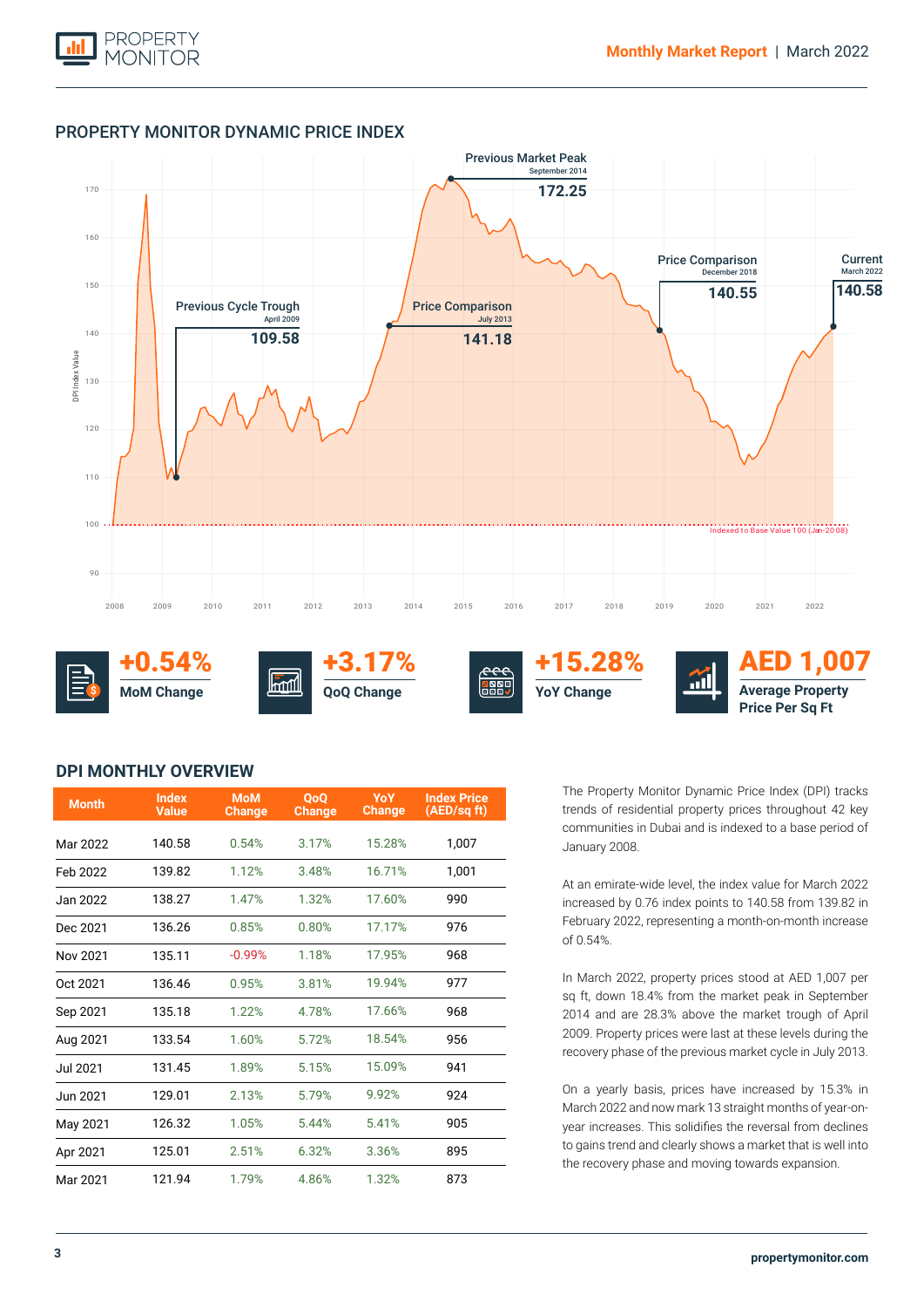## PROPERTY MONITOR DYNAMIC PRICE INDEX

Previous Market Peak
September 2014
**172.25**

Previous Cycle Trough
April 2009
**109.58**

Price Comparison
July 2013
**141.18**

Price Comparison
December 2018
**140.55**

Current
March 2022
**140.58**

Indexed to Base Value 100 (Jan-2008)

**+0.54%** MoM Change

**+3.17%** QoQ Change

**+15.28%** YoY Change

**AED 1,007** Average Property Price Per Sq Ft

## DPI MONTHLY OVERVIEW

| Month | Index Value | MoM Change | QoQ Change | YoY Change | Index Price (AED/sq ft) |
|---|---|---|---|---|---|
| Mar 2022 | 140.58 | 0.54% | 3.17% | 15.28% | 1,007 |
| Feb 2022 | 139.82 | 1.12% | 3.48% | 16.71% | 1,001 |
| Jan 2022 | 138.27 | 1.47% | 1.32% | 17.60% | 990 |
| Dec 2021 | 136.26 | 0.85% | 0.80% | 17.17% | 976 |
| Nov 2021 | 135.11 | -0.99% | 1.18% | 17.95% | 968 |
| Oct 2021 | 136.46 | 0.95% | 3.81% | 19.94% | 977 |
| Sep 2021 | 135.18 | 1.22% | 4.78% | 17.66% | 968 |
| Aug 2021 | 133.54 | 1.60% | 5.72% | 18.54% | 956 |
| Jul 2021 | 131.45 | 1.89% | 5.15% | 15.09% | 941 |
| Jun 2021 | 129.01 | 2.13% | 5.79% | 9.92% | 924 |
| May 2021 | 126.32 | 1.05% | 5.44% | 5.41% | 905 |
| Apr 2021 | 125.01 | 2.51% | 6.32% | 3.36% | 895 |
| Mar 2021 | 121.94 | 1.79% | 4.86% | 1.32% | 873 |

The Property Monitor Dynamic Price Index (DPI) tracks trends of residential property prices throughout 42 key communities in Dubai and is indexed to a base period of January 2008.

At an emirate-wide level, the index value for March 2022 increased by 0.76 index points to 140.58 from 139.82 in February 2022, representing a month-on-month increase of 0.54%.

In March 2022, property prices stood at AED 1,007 per sq ft, down 18.4% from the market peak in September 2014 and are 28.3% above the market trough of April 2009. Property prices were last at these levels during the recovery phase of the previous market cycle in July 2013.

On a yearly basis, prices have increased by 15.3% in March 2022 and now mark 13 straight months of year-on-year increases. This solidifies the reversal from declines to gains trend and clearly shows a market that is well into the recovery phase and moving towards expansion.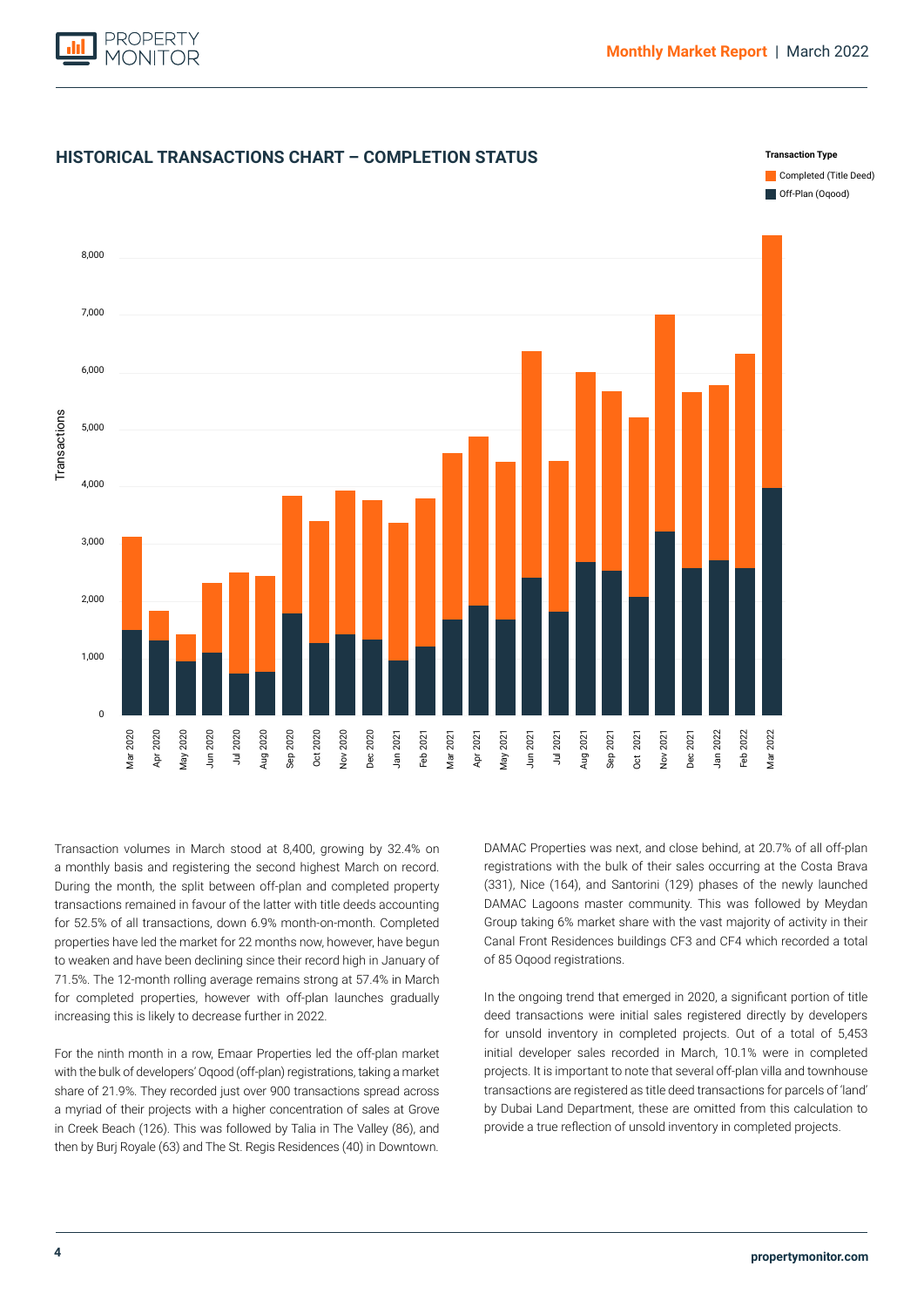## HISTORICAL TRANSACTIONS CHART – COMPLETION STATUS

Transaction volumes in March stood at 8,400, growing by 32.4% on a monthly basis and registering the second highest March on record. During the month, the split between off-plan and completed property transactions remained in favour of the latter with title deeds accounting for 52.5% of all transactions, down 6.9% month-on-month. Completed properties have led the market for 22 months now, however, have begun to weaken and have been declining since their record high in January of 71.5%. The 12-month rolling average remains strong at 57.4% in March for completed properties, however with off-plan launches gradually increasing this is likely to decrease further in 2022.

For the ninth month in a row, Emaar Properties led the off-plan market with the bulk of developers' Oqood (off-plan) registrations, taking a market share of 21.9%. They recorded just over 900 transactions spread across a myriad of their projects with a higher concentration of sales at Grove in Creek Beach (126). This was followed by Talia in The Valley (86), and then by Burj Royale (63) and The St. Regis Residences (40) in Downtown.

DAMAC Properties was next, and close behind, at 20.7% of all off-plan registrations with the bulk of their sales occurring at the Costa Brava (331), Nice (164), and Santorini (129) phases of the newly launched DAMAC Lagoons master community. This was followed by Meydan Group taking 6% market share with the vast majority of activity in their Canal Front Residences buildings CF3 and CF4 which recorded a total of 85 Oqood registrations.

In the ongoing trend that emerged in 2020, a significant portion of title deed transactions were initial sales registered directly by developers for unsold inventory in completed projects. Out of a total of 5,453 initial developer sales recorded in March, 10.1% were in completed projects. It is important to note that several off-plan villa and townhouse transactions are registered as title deed transactions for parcels of 'land' by Dubai Land Department, these are omitted from this calculation to provide a true reflection of unsold inventory in completed projects.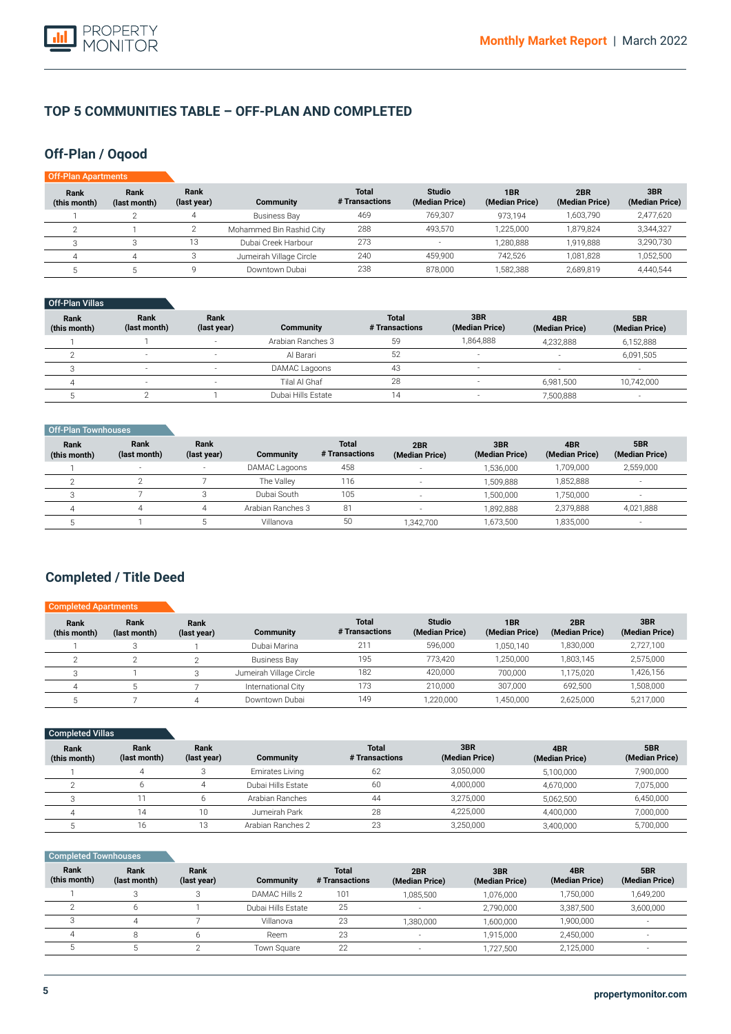# TOP 5 COMMUNITIES TABLE – OFF-PLAN AND COMPLETED

## Off-Plan / Oqood

### Off-Plan Apartments

| Rank (this month) | Rank (last month) | Rank (last year) | Community | Total # Transactions | Studio (Median Price) | 1BR (Median Price) | 2BR (Median Price) | 3BR (Median Price) |
|---|---|---|---|---|---|---|---|---|
| 1 | 2 | 4 | Business Bay | 469 | 769,307 | 973,194 | 1,603,790 | 2,477,620 |
| 2 | 1 | 2 | Mohammed Bin Rashid City | 288 | 493,570 | 1,225,000 | 1,879,824 | 3,344,327 |
| 3 | 3 | 13 | Dubai Creek Harbour | 273 | - | 1,280,888 | 1,919,888 | 3,290,730 |
| 4 | 4 | 3 | Jumeirah Village Circle | 240 | 459,900 | 742,526 | 1,081,828 | 1,052,500 |
| 5 | 5 | 9 | Downtown Dubai | 238 | 878,000 | 1,582,388 | 2,689,819 | 4,440,544 |

### Off-Plan Villas

| Rank (this month) | Rank (last month) | Rank (last year) | Community | Total # Transactions | 3BR (Median Price) | 4BR (Median Price) | 5BR (Median Price) |
|---|---|---|---|---|---|---|---|
| 1 | 1 | - | Arabian Ranches 3 | 59 | 1,864,888 | 4,232,888 | 6,152,888 |
| 2 | - | - | Al Barari | 52 | - | - | 6,091,505 |
| 3 | - | - | DAMAC Lagoons | 43 | - | - | - |
| 4 | - | - | Tilal Al Ghaf | 28 | - | 6,981,500 | 10,742,000 |
| 5 | 2 | 1 | Dubai Hills Estate | 14 | - | 7,500,888 | - |

### Off-Plan Townhouses

| Rank (this month) | Rank (last month) | Rank (last year) | Community | Total # Transactions | 2BR (Median Price) | 3BR (Median Price) | 4BR (Median Price) | 5BR (Median Price) |
|---|---|---|---|---|---|---|---|---|
| 1 | - | - | DAMAC Lagoons | 458 | - | 1,536,000 | 1,709,000 | 2,559,000 |
| 2 | 2 | 7 | The Valley | 116 | - | 1,509,888 | 1,852,888 | - |
| 3 | 7 | 3 | Dubai South | 105 | - | 1,500,000 | 1,750,000 | - |
| 4 | 4 | 4 | Arabian Ranches 3 | 81 | - | 1,892,888 | 2,379,888 | 4,021,888 |
| 5 | 1 | 5 | Villanova | 50 | 1,342,700 | 1,673,500 | 1,835,000 | - |

## Completed / Title Deed

### Completed Apartments

| Rank (this month) | Rank (last month) | Rank (last year) | Community | Total # Transactions | Studio (Median Price) | 1BR (Median Price) | 2BR (Median Price) | 3BR (Median Price) |
|---|---|---|---|---|---|---|---|---|
| 1 | 3 | 1 | Dubai Marina | 211 | 596,000 | 1,050,140 | 1,830,000 | 2,727,100 |
| 2 | 2 | 2 | Business Bay | 195 | 773,420 | 1,250,000 | 1,803,145 | 2,575,000 |
| 3 | 1 | 3 | Jumeirah Village Circle | 182 | 420,000 | 700,000 | 1,175,020 | 1,426,156 |
| 4 | 5 | 7 | International City | 173 | 210,000 | 307,000 | 692,500 | 1,508,000 |
| 5 | 7 | 4 | Downtown Dubai | 149 | 1,220,000 | 1,450,000 | 2,625,000 | 5,217,000 |

### Completed Villas

| Rank (this month) | Rank (last month) | Rank (last year) | Community | Total # Transactions | 3BR (Median Price) | 4BR (Median Price) | 5BR (Median Price) |
|---|---|---|---|---|---|---|---|
| 1 | 4 | 3 | Emirates Living | 62 | 3,050,000 | 5,100,000 | 7,900,000 |
| 2 | 6 | 4 | Dubai Hills Estate | 60 | 4,000,000 | 4,670,000 | 7,075,000 |
| 3 | 11 | 6 | Arabian Ranches | 44 | 3,275,000 | 5,062,500 | 6,450,000 |
| 4 | 14 | 10 | Jumeirah Park | 28 | 4,225,000 | 4,400,000 | 7,000,000 |
| 5 | 16 | 13 | Arabian Ranches 2 | 23 | 3,250,000 | 3,400,000 | 5,700,000 |

### Completed Townhouses

| Rank (this month) | Rank (last month) | Rank (last year) | Community | Total # Transactions | 2BR (Median Price) | 3BR (Median Price) | 4BR (Median Price) | 5BR (Median Price) |
|---|---|---|---|---|---|---|---|---|
| 1 | 3 | 3 | DAMAC Hills 2 | 101 | 1,085,500 | 1,076,000 | 1,750,000 | 1,649,200 |
| 2 | 6 | 1 | Dubai Hills Estate | 25 | - | 2,790,000 | 3,387,500 | 3,600,000 |
| 3 | 4 | 7 | Villanova | 23 | 1,380,000 | 1,600,000 | 1,900,000 | - |
| 4 | 8 | 6 | Reem | 23 | - | 1,915,000 | 2,450,000 | - |
| 5 | 5 | 2 | Town Square | 22 | - | 1,727,500 | 2,125,000 | - |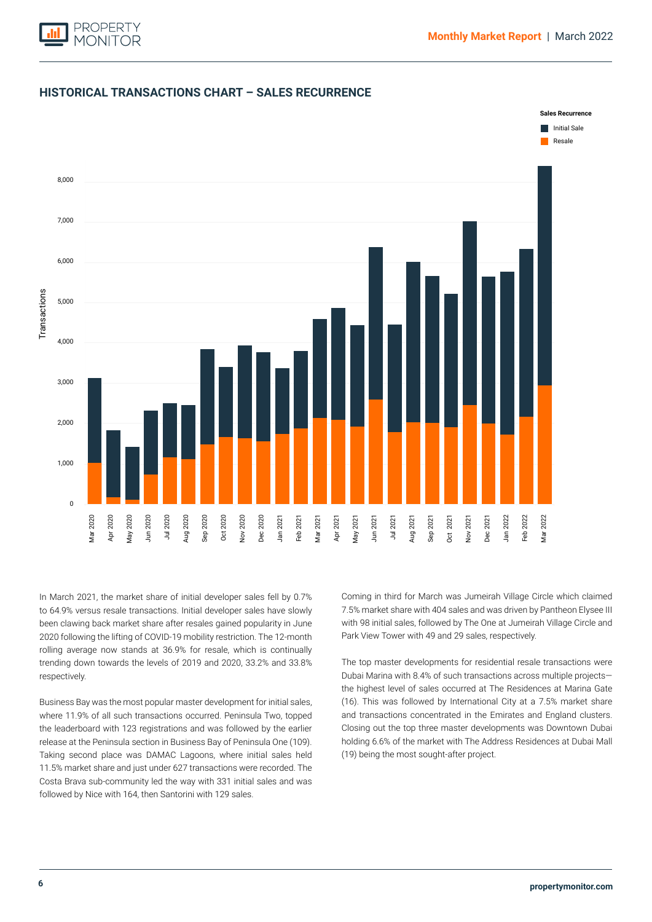## HISTORICAL TRANSACTIONS CHART – SALES RECURRENCE

In March 2021, the market share of initial developer sales fell by 0.7% to 64.9% versus resale transactions. Initial developer sales have slowly been clawing back market share after resales gained popularity in June 2020 following the lifting of COVID-19 mobility restriction. The 12-month rolling average now stands at 36.9% for resale, which is continually trending down towards the levels of 2019 and 2020, 33.2% and 33.8% respectively.

Business Bay was the most popular master development for initial sales, where 11.9% of all such transactions occurred. Peninsula Two, topped the leaderboard with 123 registrations and was followed by the earlier release at the Peninsula section in Business Bay of Peninsula One (109). Taking second place was DAMAC Lagoons, where initial sales held 11.5% market share and just under 627 transactions were recorded. The Costa Brava sub-community led the way with 331 initial sales and was followed by Nice with 164, then Santorini with 129 sales.

Coming in third for March was Jumeirah Village Circle which claimed 7.5% market share with 404 sales and was driven by Pantheon Elysee III with 98 initial sales, followed by The One at Jumeirah Village Circle and Park View Tower with 49 and 29 sales, respectively.

The top master developments for residential resale transactions were Dubai Marina with 8.4% of such transactions across multiple projects—the highest level of sales occurred at The Residences at Marina Gate (16). This was followed by International City at a 7.5% market share and transactions concentrated in the Emirates and England clusters. Closing out the top three master developments was Downtown Dubai holding 6.6% of the market with The Address Residences at Dubai Mall (19) being the most sought-after project.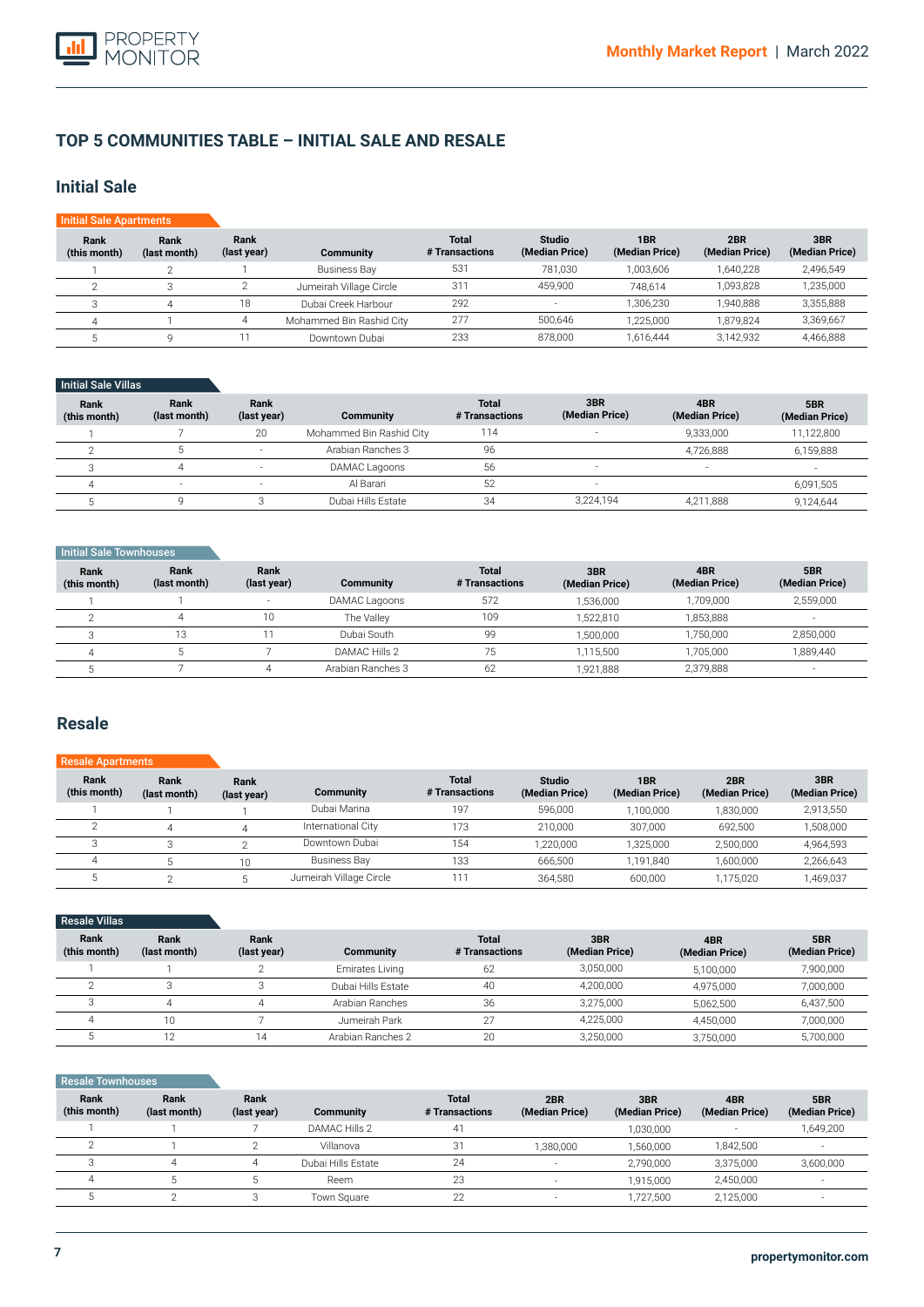## TOP 5 COMMUNITIES TABLE – INITIAL SALE AND RESALE

### Initial Sale

**Initial Sale Apartments**

| Rank (this month) | Rank (last month) | Rank (last year) | Community | Total # Transactions | Studio (Median Price) | 1BR (Median Price) | 2BR (Median Price) | 3BR (Median Price) |
|---|---|---|---|---|---|---|---|---|
| 1 | 2 | 1 | Business Bay | 531 | 781,030 | 1,003,606 | 1,640,228 | 2,496,549 |
| 2 | 3 | 2 | Jumeirah Village Circle | 311 | 459,900 | 748,614 | 1,093,828 | 1,235,000 |
| 3 | 4 | 18 | Dubai Creek Harbour | 292 | - | 1,306,230 | 1,940,888 | 3,355,888 |
| 4 | 1 | 4 | Mohammed Bin Rashid City | 277 | 500,646 | 1,225,000 | 1,879,824 | 3,369,667 |
| 5 | 9 | 11 | Downtown Dubai | 233 | 878,000 | 1,616,444 | 3,142,932 | 4,466,888 |

**Initial Sale Villas**

| Rank (this month) | Rank (last month) | Rank (last year) | Community | Total # Transactions | 3BR (Median Price) | 4BR (Median Price) | 5BR (Median Price) |
|---|---|---|---|---|---|---|---|
| 1 | 7 | 20 | Mohammed Bin Rashid City | 114 | - | 9,333,000 | 11,122,800 |
| 2 | 5 | - | Arabian Ranches 3 | 96 | | 4,726,888 | 6,159,888 |
| 3 | 4 | - | DAMAC Lagoons | 56 | - | - | - |
| 4 | - | - | Al Barari | 52 | - | | 6,091,505 |
| 5 | 9 | 3 | Dubai Hills Estate | 34 | 3,224,194 | 4,211,888 | 9,124,644 |

**Initial Sale Townhouses**

| Rank (this month) | Rank (last month) | Rank (last year) | Community | Total # Transactions | 3BR (Median Price) | 4BR (Median Price) | 5BR (Median Price) |
|---|---|---|---|---|---|---|---|
| 1 | 1 | - | DAMAC Lagoons | 572 | 1,536,000 | 1,709,000 | 2,559,000 |
| 2 | 4 | 10 | The Valley | 109 | 1,522,810 | 1,853,888 | - |
| 3 | 13 | 11 | Dubai South | 99 | 1,500,000 | 1,750,000 | 2,850,000 |
| 4 | 5 | 7 | DAMAC Hills 2 | 75 | 1,115,500 | 1,705,000 | 1,889,440 |
| 5 | 7 | 4 | Arabian Ranches 3 | 62 | 1,921,888 | 2,379,888 | - |

### Resale

**Resale Apartments**

| Rank (this month) | Rank (last month) | Rank (last year) | Community | Total # Transactions | Studio (Median Price) | 1BR (Median Price) | 2BR (Median Price) | 3BR (Median Price) |
|---|---|---|---|---|---|---|---|---|
| 1 | 1 | 1 | Dubai Marina | 197 | 596,000 | 1,100,000 | 1,830,000 | 2,913,550 |
| 2 | 4 | 4 | International City | 173 | 210,000 | 307,000 | 692,500 | 1,508,000 |
| 3 | 3 | 2 | Downtown Dubai | 154 | 1,220,000 | 1,325,000 | 2,500,000 | 4,964,593 |
| 4 | 5 | 10 | Business Bay | 133 | 666,500 | 1,191,840 | 1,600,000 | 2,266,643 |
| 5 | 2 | 5 | Jumeirah Village Circle | 111 | 364,580 | 600,000 | 1,175,020 | 1,469,037 |

**Resale Villas**

| Rank (this month) | Rank (last month) | Rank (last year) | Community | Total # Transactions | 3BR (Median Price) | 4BR (Median Price) | 5BR (Median Price) |
|---|---|---|---|---|---|---|---|
| 1 | 1 | 2 | Emirates Living | 62 | 3,050,000 | 5,100,000 | 7,900,000 |
| 2 | 3 | 3 | Dubai Hills Estate | 40 | 4,200,000 | 4,975,000 | 7,000,000 |
| 3 | 4 | 4 | Arabian Ranches | 36 | 3,275,000 | 5,062,500 | 6,437,500 |
| 4 | 10 | 7 | Jumeirah Park | 27 | 4,225,000 | 4,450,000 | 7,000,000 |
| 5 | 12 | 14 | Arabian Ranches 2 | 20 | 3,250,000 | 3,750,000 | 5,700,000 |

**Resale Townhouses**

| Rank (this month) | Rank (last month) | Rank (last year) | Community | Total # Transactions | 2BR (Median Price) | 3BR (Median Price) | 4BR (Median Price) | 5BR (Median Price) |
|---|---|---|---|---|---|---|---|---|
| 1 | 1 | 7 | DAMAC Hills 2 | 41 | | 1,030,000 | - | 1,649,200 |
| 2 | 1 | 2 | Villanova | 31 | 1,380,000 | 1,560,000 | 1,842,500 | - |
| 3 | 4 | 4 | Dubai Hills Estate | 24 | - | 2,790,000 | 3,375,000 | 3,600,000 |
| 4 | 5 | 5 | Reem | 23 | - | 1,915,000 | 2,450,000 | - |
| 5 | 2 | 3 | Town Square | 22 | - | 1,727,500 | 2,125,000 | - |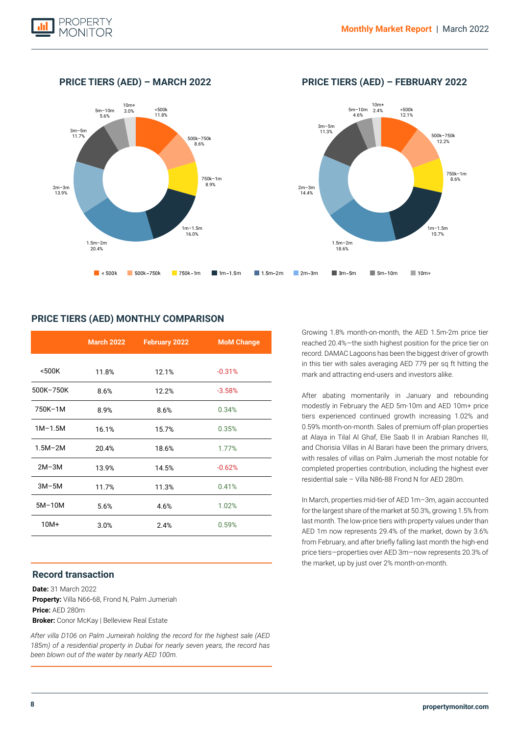## PRICE TIERS (AED) – MARCH 2022

<500k 11.8%
500k–750k 8.6%
750k–1m 8.9%
1m–1.5m 16.0%
1.5m–2m 20.4%
2m–3m 13.9%
3m–5m 11.7%
5m–10m 5.6%
10m+ 3.0%

## PRICE TIERS (AED) – FEBRUARY 2022

<500k 12.1%
500k–750k 12.2%
750k–1m 8.6%
1m–1.5m 15.7%
1.5m–2m 18.6%
2m–3m 14.4%
3m–5m 11.3%
5m–10m 4.6%
10m+ 2.4%

< 500k | 500k–750k | 750k–1m | 1m–1.5m | 1.5m–2m | 2m–3m | 3m–5m | 5m–10m | 10m+

## PRICE TIERS (AED) MONTHLY COMPARISON

| | March 2022 | February 2022 | MoM Change |
|---|---|---|---|
| <500K | 11.8% | 12.1% | -0.31% |
| 500K–750K | 8.6% | 12.2% | -3.58% |
| 750K–1M | 8.9% | 8.6% | 0.34% |
| 1M–1.5M | 16.1% | 15.7% | 0.35% |
| 1.5M–2M | 20.4% | 18.6% | 1.77% |
| 2M–3M | 13.9% | 14.5% | -0.62% |
| 3M–5M | 11.7% | 11.3% | 0.41% |
| 5M–10M | 5.6% | 4.6% | 1.02% |
| 10M+ | 3.0% | 2.4% | 0.59% |

### Record transaction

**Date:** 31 March 2022
**Property:** Villa N66-68, Frond N, Palm Jumeirah
**Price:** AED 280m
**Broker:** Conor McKay | Belleview Real Estate

*After villa D106 on Palm Jumeirah holding the record for the highest sale (AED 185m) of a residential property in Dubai for nearly seven years, the record has been blown out of the water by nearly AED 100m.*

Growing 1.8% month-on-month, the AED 1.5m-2m price tier reached 20.4%—the sixth highest position for the price tier on record. DAMAC Lagoons has been the biggest driver of growth in this tier with sales averaging AED 779 per sq ft hitting the mark and attracting end-users and investors alike.

After abating momentarily in January and rebounding modestly in February the AED 5m-10m and AED 10m+ price tiers experienced continued growth increasing 1.02% and 0.59% month-on-month. Sales of premium off-plan properties at Alaya in Tilal Al Ghaf, Elie Saab II in Arabian Ranches III, and Chorisia Villas in Al Barari have been the primary drivers, with resales of villas on Palm Jumeriah the most notable for completed properties contribution, including the highest ever residential sale – Villa N86-88 Frond N for AED 280m.

In March, properties mid-tier of AED 1m–3m, again accounted for the largest share of the market at 50.3%, growing 1.5% from last month. The low-price tiers with property values under than AED 1m now represents 29.4% of the market, down by 3.6% from February, and after briefly falling last month the high-end price tiers—properties over AED 3m—now represents 20.3% of the market, up by just over 2% month-on-month.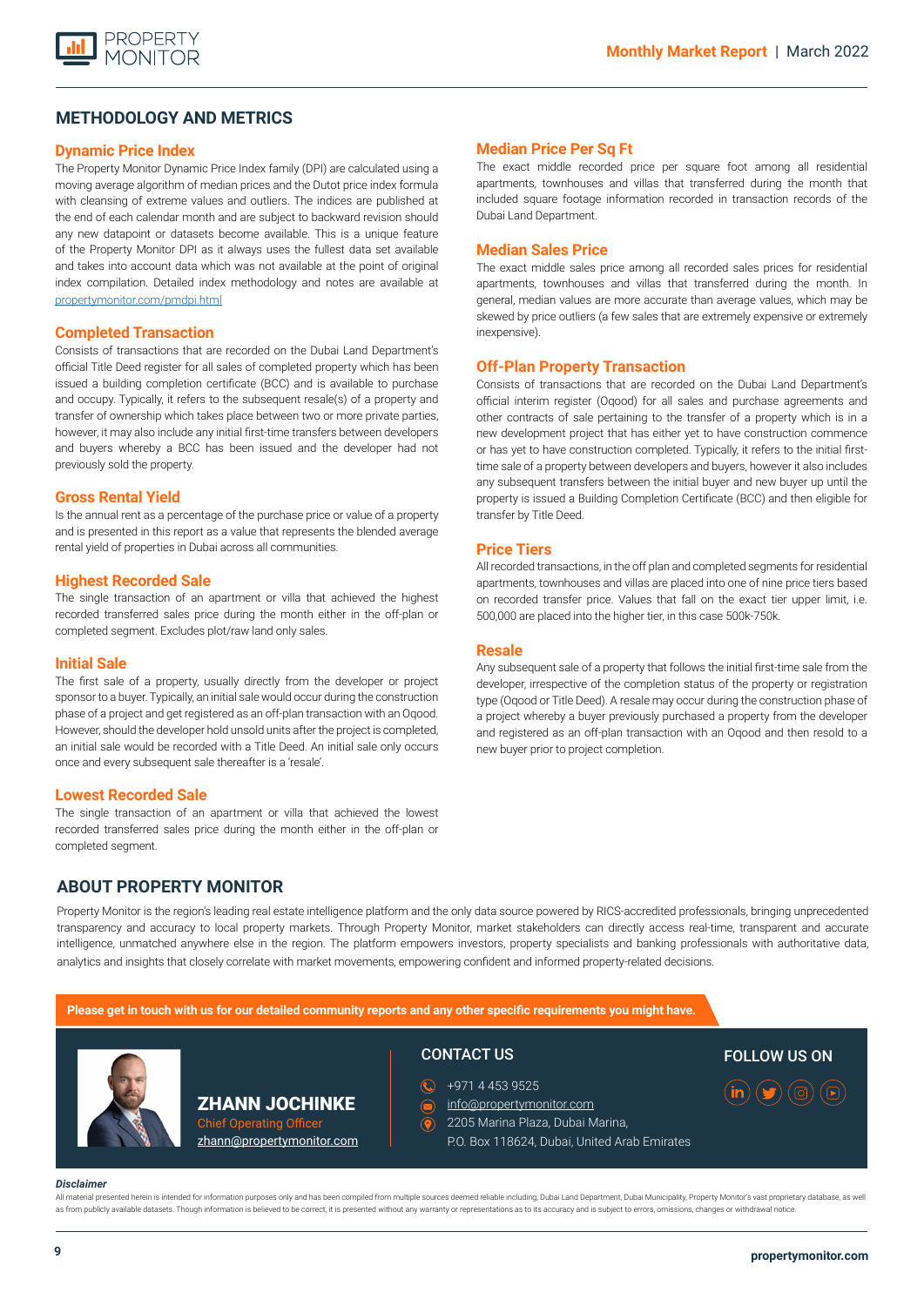## METHODOLOGY AND METRICS

### Dynamic Price Index

The Property Monitor Dynamic Price Index family (DPI) are calculated using a moving average algorithm of median prices and the Dutot price index formula with cleansing of extreme values and outliers. The indices are published at the end of each calendar month and are subject to backward revision should any new datapoint or datasets become available. This is a unique feature of the Property Monitor DPI as it always uses the fullest data set available and takes into account data which was not available at the point of original index compilation. Detailed index methodology and notes are available at propertymonitor.com/pmdpi.html

### Completed Transaction

Consists of transactions that are recorded on the Dubai Land Department's official Title Deed register for all sales of completed property which has been issued a building completion certificate (BCC) and is available to purchase and occupy. Typically, it refers to the subsequent resale(s) of a property and transfer of ownership which takes place between two or more private parties, however, it may also include any initial first-time transfers between developers and buyers whereby a BCC has been issued and the developer had not previously sold the property.

### Gross Rental Yield

Is the annual rent as a percentage of the purchase price or value of a property and is presented in this report as a value that represents the blended average rental yield of properties in Dubai across all communities.

### Highest Recorded Sale

The single transaction of an apartment or villa that achieved the highest recorded transferred sales price during the month either in the off-plan or completed segment. Excludes plot/raw land only sales.

### Initial Sale

The first sale of a property, usually directly from the developer or project sponsor to a buyer. Typically, an initial sale would occur during the construction phase of a project and get registered as an off-plan transaction with an Oqood. However, should the developer hold unsold units after the project is completed, an initial sale would be recorded with a Title Deed. An initial sale only occurs once and every subsequent sale thereafter is a 'resale'.

### Lowest Recorded Sale

The single transaction of an apartment or villa that achieved the lowest recorded transferred sales price during the month either in the off-plan or completed segment.

### Median Price Per Sq Ft

The exact middle recorded price per square foot among all residential apartments, townhouses and villas that transferred during the month that included square footage information recorded in transaction records of the Dubai Land Department.

### Median Sales Price

The exact middle sales price among all recorded sales prices for residential apartments, townhouses and villas that transferred during the month. In general, median values are more accurate than average values, which may be skewed by price outliers (a few sales that are extremely expensive or extremely inexpensive).

### Off-Plan Property Transaction

Consists of transactions that are recorded on the Dubai Land Department's official interim register (Oqood) for all sales and purchase agreements and other contracts of sale pertaining to the transfer of a property which is in a new development project that has either yet to have construction commence or has yet to have construction completed. Typically, it refers to the initial first-time sale of a property between developers and buyers, however it also includes any subsequent transfers between the initial buyer and new buyer up until the property is issued a Building Completion Certificate (BCC) and then eligible for transfer by Title Deed.

### Price Tiers

All recorded transactions, in the off plan and completed segments for residential apartments, townhouses and villas are placed into one of nine price tiers based on recorded transfer price. Values that fall on the exact tier upper limit, i.e. 500,000 are placed into the higher tier, in this case 500k-750k.

### Resale

Any subsequent sale of a property that follows the initial first-time sale from the developer, irrespective of the completion status of the property or registration type (Oqood or Title Deed). A resale may occur during the construction phase of a project whereby a buyer previously purchased a property from the developer and registered as an off-plan transaction with an Oqood and then resold to a new buyer prior to project completion.

## ABOUT PROPERTY MONITOR

Property Monitor is the region's leading real estate intelligence platform and the only data source powered by RICS-accredited professionals, bringing unprecedented transparency and accuracy to local property markets. Through Property Monitor, market stakeholders can directly access real-time, transparent and accurate intelligence, unmatched anywhere else in the region. The platform empowers investors, property specialists and banking professionals with authoritative data, analytics and insights that closely correlate with market movements, empowering confident and informed property-related decisions.

**Please get in touch with us for our detailed community reports and any other specific requirements you might have.**

**ZHANN JOCHINKE**
Chief Operating Officer
zhann@propertymonitor.com

**CONTACT US**

+971 4 453 9525
info@propertymonitor.com
2205 Marina Plaza, Dubai Marina,
P.O. Box 118624, Dubai, United Arab Emirates

**FOLLOW US ON**

***Disclaimer***

All material presented herein is intended for information purposes only and has been compiled from multiple sources deemed reliable including; Dubai Land Department, Dubai Municipality, Property Monitor's vast proprietary database, as well as from publicly available datasets. Though information is believed to be correct, it is presented without any warranty or representations as to its accuracy and is subject to errors, omissions, changes or withdrawal notice.